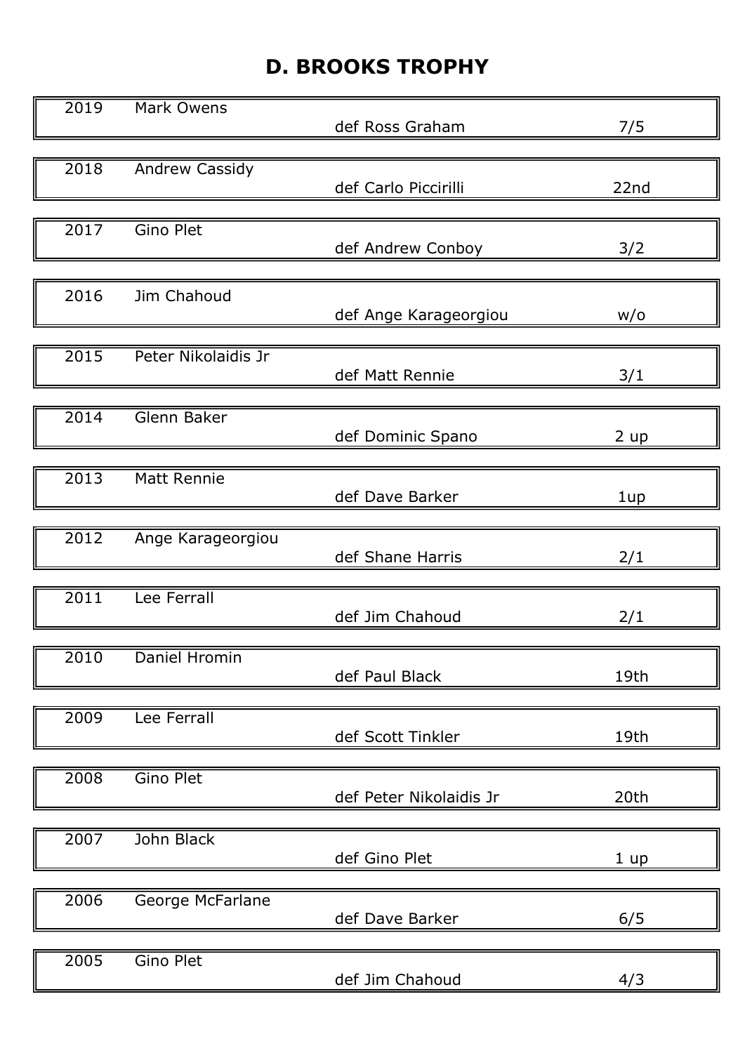# D. BROOKS TROPHY

| Year | Winner | Runner-up | Result |
|---|---|---|---|
| 2019 | Mark Owens | def Ross Graham | 7/5 |
| 2018 | Andrew Cassidy | def Carlo Piccirilli | 22nd |
| 2017 | Gino Plet | def Andrew Conboy | 3/2 |
| 2016 | Jim Chahoud | def Ange Karageorgiou | w/o |
| 2015 | Peter Nikolaidis Jr | def Matt Rennie | 3/1 |
| 2014 | Glenn Baker | def Dominic Spano | 2 up |
| 2013 | Matt Rennie | def Dave Barker | 1up |
| 2012 | Ange Karageorgiou | def Shane Harris | 2/1 |
| 2011 | Lee Ferrall | def Jim Chahoud | 2/1 |
| 2010 | Daniel Hromin | def Paul Black | 19th |
| 2009 | Lee Ferrall | def Scott Tinkler | 19th |
| 2008 | Gino Plet | def Peter Nikolaidis Jr | 20th |
| 2007 | John Black | def Gino Plet | 1 up |
| 2006 | George McFarlane | def Dave Barker | 6/5 |
| 2005 | Gino Plet | def Jim Chahoud | 4/3 |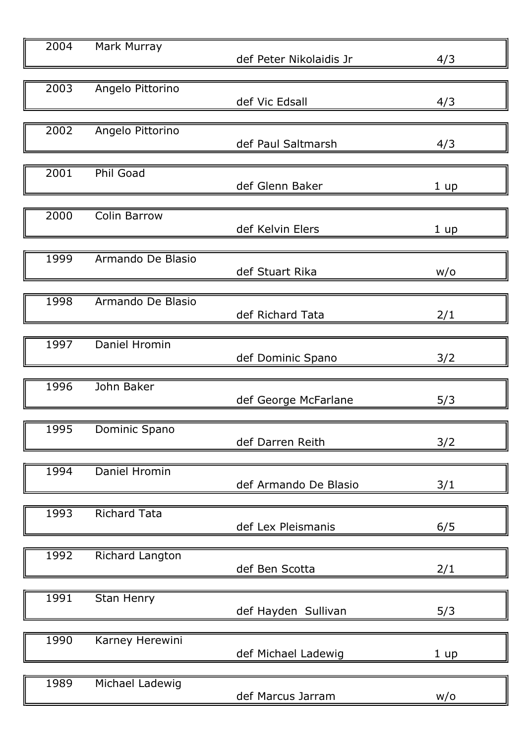| Year | Winner | Runner-up | Result |
|---|---|---|---|
| 2004 | Mark Murray | def Peter Nikolaidis Jr | 4/3 |
| 2003 | Angelo Pittorino | def Vic Edsall | 4/3 |
| 2002 | Angelo Pittorino | def Paul Saltmarsh | 4/3 |
| 2001 | Phil Goad | def Glenn Baker | 1 up |
| 2000 | Colin Barrow | def Kelvin Elers | 1 up |
| 1999 | Armando De Blasio | def Stuart Rika | w/o |
| 1998 | Armando De Blasio | def Richard Tata | 2/1 |
| 1997 | Daniel Hromin | def Dominic Spano | 3/2 |
| 1996 | John Baker | def George McFarlane | 5/3 |
| 1995 | Dominic Spano | def Darren Reith | 3/2 |
| 1994 | Daniel Hromin | def Armando De Blasio | 3/1 |
| 1993 | Richard Tata | def Lex Pleismanis | 6/5 |
| 1992 | Richard Langton | def Ben Scotta | 2/1 |
| 1991 | Stan Henry | def Hayden Sullivan | 5/3 |
| 1990 | Karney Herewini | def Michael Ladewig | 1 up |
| 1989 | Michael Ladewig | def Marcus Jarram | w/o |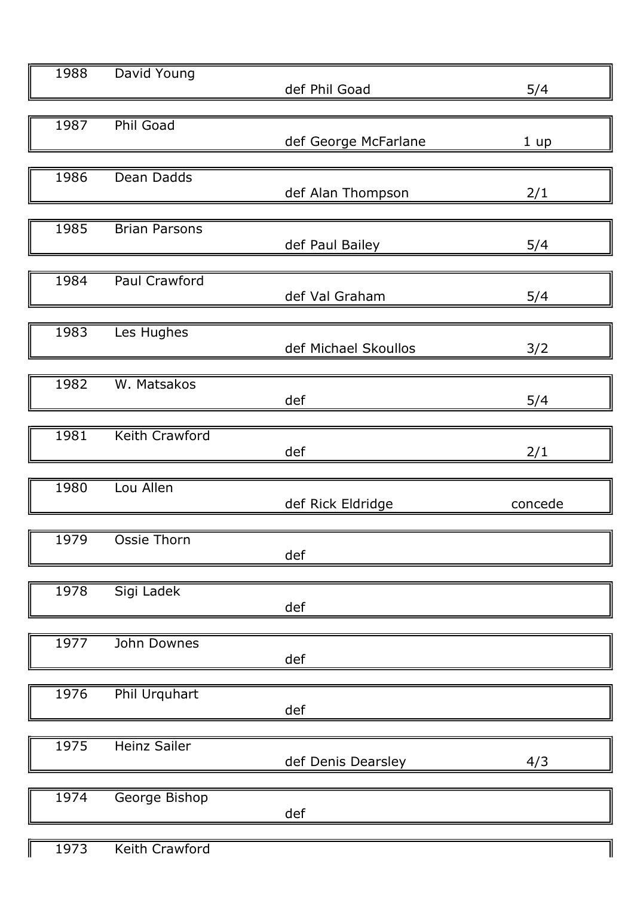| Year | Winner | Defeated | Result |
|---|---|---|---|
| 1988 | David Young | def Phil Goad | 5/4 |
| 1987 | Phil Goad | def George McFarlane | 1 up |
| 1986 | Dean Dadds | def Alan Thompson | 2/1 |
| 1985 | Brian Parsons | def Paul Bailey | 5/4 |
| 1984 | Paul Crawford | def Val Graham | 5/4 |
| 1983 | Les Hughes | def Michael Skoullos | 3/2 |
| 1982 | W. Matsakos | def | 5/4 |
| 1981 | Keith Crawford | def | 2/1 |
| 1980 | Lou Allen | def Rick Eldridge | concede |
| 1979 | Ossie Thorn | def | |
| 1978 | Sigi Ladek | def | |
| 1977 | John Downes | def | |
| 1976 | Phil Urquhart | def | |
| 1975 | Heinz Sailer | def Denis Dearsley | 4/3 |
| 1974 | George Bishop | def | |
| 1973 | Keith Crawford | | |